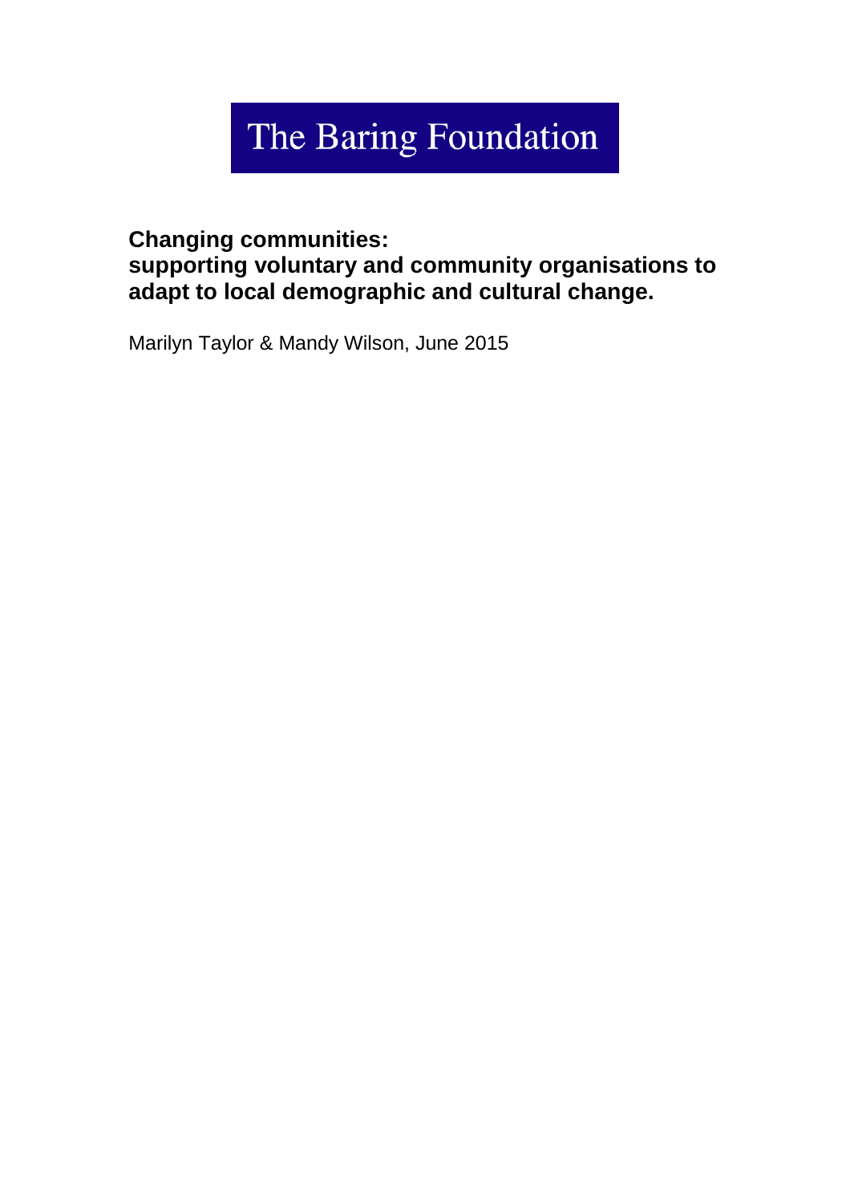The Baring Foundation

# Changing communities: supporting voluntary and community organisations to adapt to local demographic and cultural change.

Marilyn Taylor & Mandy Wilson, June 2015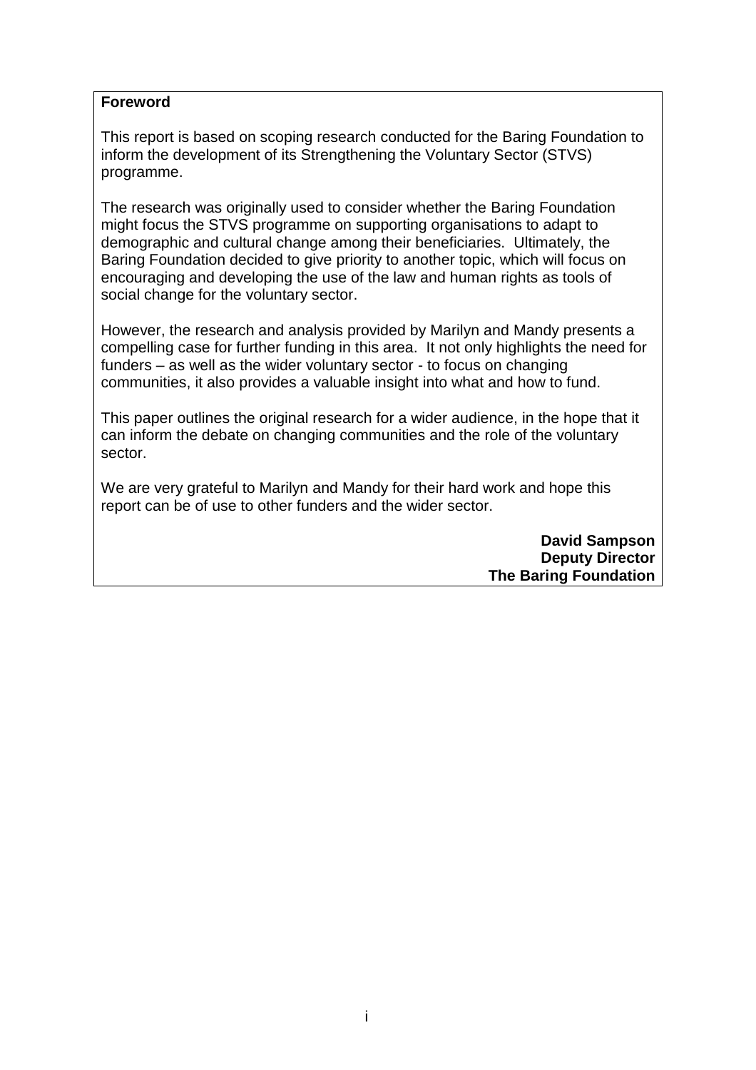## Foreword

This report is based on scoping research conducted for the Baring Foundation to inform the development of its Strengthening the Voluntary Sector (STVS) programme.

The research was originally used to consider whether the Baring Foundation might focus the STVS programme on supporting organisations to adapt to demographic and cultural change among their beneficiaries. Ultimately, the Baring Foundation decided to give priority to another topic, which will focus on encouraging and developing the use of the law and human rights as tools of social change for the voluntary sector.

However, the research and analysis provided by Marilyn and Mandy presents a compelling case for further funding in this area. It not only highlights the need for funders – as well as the wider voluntary sector - to focus on changing communities, it also provides a valuable insight into what and how to fund.

This paper outlines the original research for a wider audience, in the hope that it can inform the debate on changing communities and the role of the voluntary sector.

We are very grateful to Marilyn and Mandy for their hard work and hope this report can be of use to other funders and the wider sector.

**David Sampson**
**Deputy Director**
**The Baring Foundation**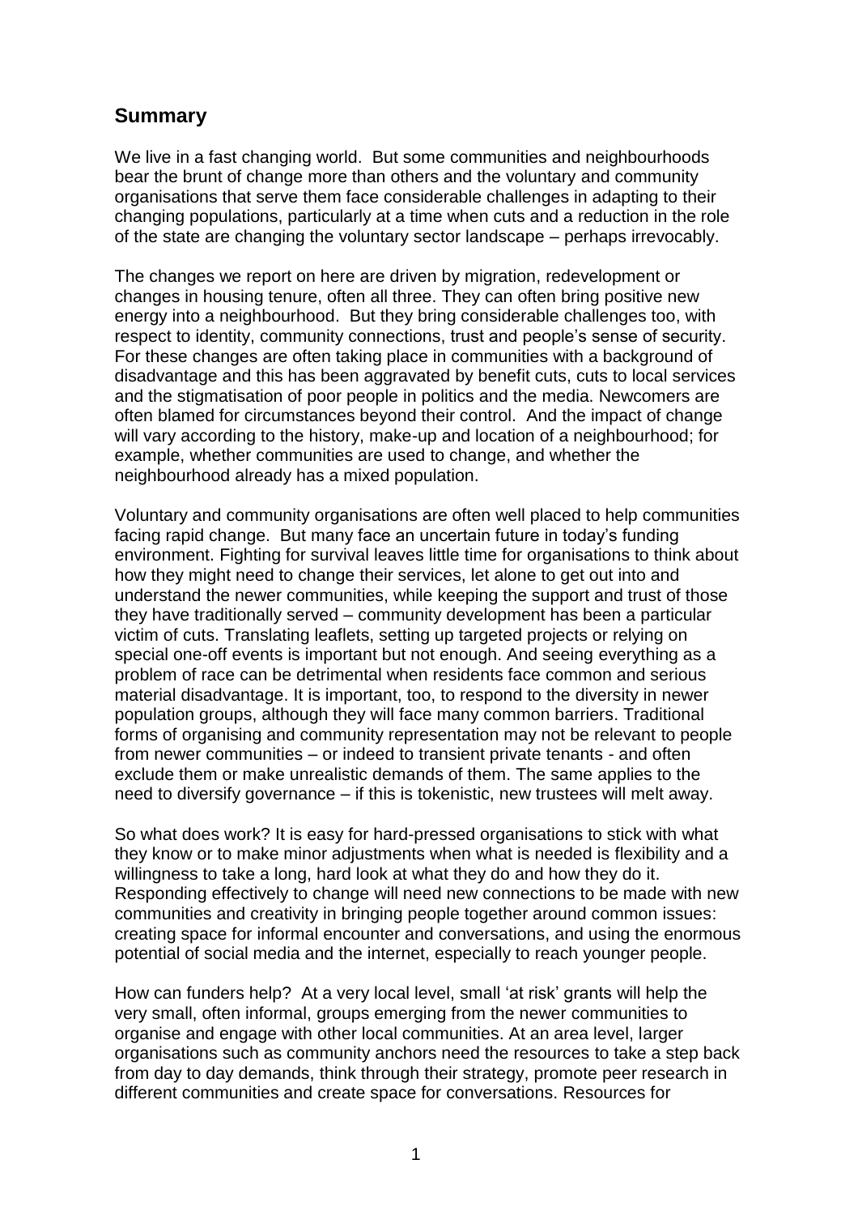## Summary

We live in a fast changing world. But some communities and neighbourhoods bear the brunt of change more than others and the voluntary and community organisations that serve them face considerable challenges in adapting to their changing populations, particularly at a time when cuts and a reduction in the role of the state are changing the voluntary sector landscape – perhaps irrevocably.

The changes we report on here are driven by migration, redevelopment or changes in housing tenure, often all three. They can often bring positive new energy into a neighbourhood. But they bring considerable challenges too, with respect to identity, community connections, trust and people's sense of security. For these changes are often taking place in communities with a background of disadvantage and this has been aggravated by benefit cuts, cuts to local services and the stigmatisation of poor people in politics and the media. Newcomers are often blamed for circumstances beyond their control. And the impact of change will vary according to the history, make-up and location of a neighbourhood; for example, whether communities are used to change, and whether the neighbourhood already has a mixed population.

Voluntary and community organisations are often well placed to help communities facing rapid change. But many face an uncertain future in today's funding environment. Fighting for survival leaves little time for organisations to think about how they might need to change their services, let alone to get out into and understand the newer communities, while keeping the support and trust of those they have traditionally served – community development has been a particular victim of cuts. Translating leaflets, setting up targeted projects or relying on special one-off events is important but not enough. And seeing everything as a problem of race can be detrimental when residents face common and serious material disadvantage. It is important, too, to respond to the diversity in newer population groups, although they will face many common barriers. Traditional forms of organising and community representation may not be relevant to people from newer communities – or indeed to transient private tenants - and often exclude them or make unrealistic demands of them. The same applies to the need to diversify governance – if this is tokenistic, new trustees will melt away.

So what does work? It is easy for hard-pressed organisations to stick with what they know or to make minor adjustments when what is needed is flexibility and a willingness to take a long, hard look at what they do and how they do it. Responding effectively to change will need new connections to be made with new communities and creativity in bringing people together around common issues: creating space for informal encounter and conversations, and using the enormous potential of social media and the internet, especially to reach younger people.

How can funders help? At a very local level, small 'at risk' grants will help the very small, often informal, groups emerging from the newer communities to organise and engage with other local communities. At an area level, larger organisations such as community anchors need the resources to take a step back from day to day demands, think through their strategy, promote peer research in different communities and create space for conversations. Resources for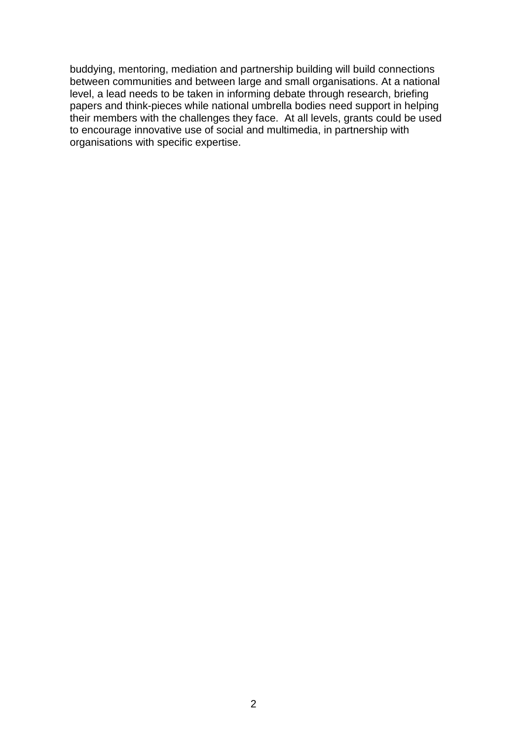buddying, mentoring, mediation and partnership building will build connections between communities and between large and small organisations. At a national level, a lead needs to be taken in informing debate through research, briefing papers and think-pieces while national umbrella bodies need support in helping their members with the challenges they face. At all levels, grants could be used to encourage innovative use of social and multimedia, in partnership with organisations with specific expertise.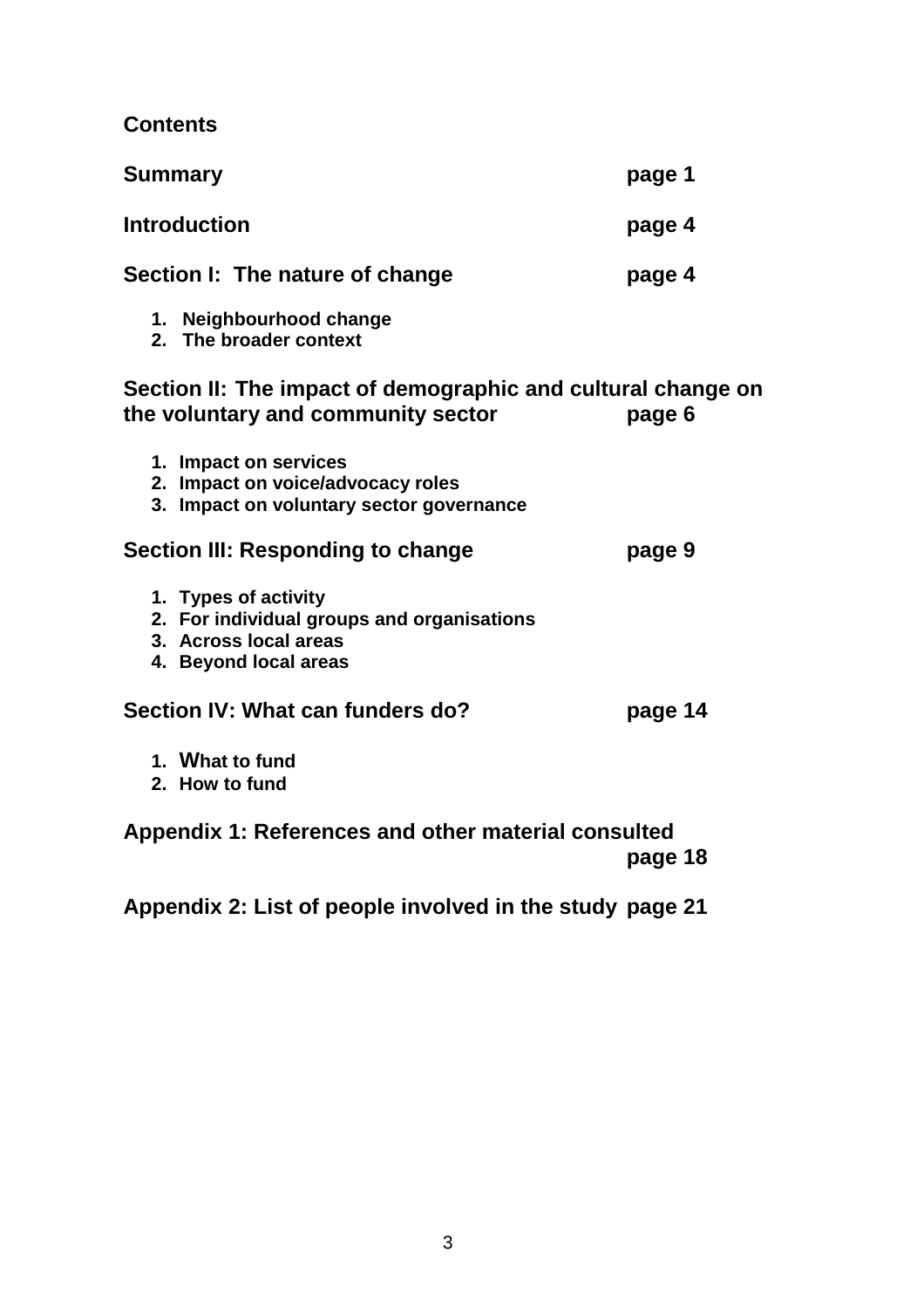# Contents

**Summary** page 1

**Introduction** page 4

**Section I: The nature of change** page 4

1. **Neighbourhood change**
2. **The broader context**

**Section II: The impact of demographic and cultural change on the voluntary and community sector** page 6

1. **Impact on services**
2. **Impact on voice/advocacy roles**
3. **Impact on voluntary sector governance**

**Section III: Responding to change** page 9

1. **Types of activity**
2. **For individual groups and organisations**
3. **Across local areas**
4. **Beyond local areas**

**Section IV: What can funders do?** page 14

1. **What to fund**
2. **How to fund**

**Appendix 1: References and other material consulted** page 18

**Appendix 2: List of people involved in the study** page 21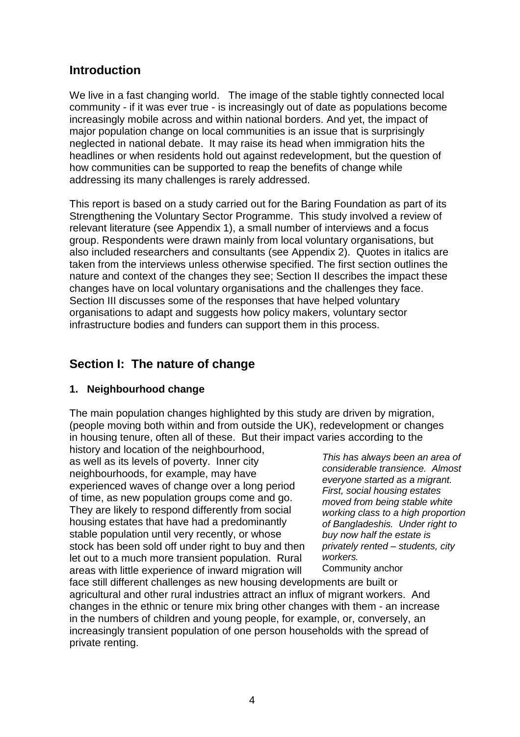## Introduction

We live in a fast changing world. The image of the stable tightly connected local community - if it was ever true - is increasingly out of date as populations become increasingly mobile across and within national borders. And yet, the impact of major population change on local communities is an issue that is surprisingly neglected in national debate. It may raise its head when immigration hits the headlines or when residents hold out against redevelopment, but the question of how communities can be supported to reap the benefits of change while addressing its many challenges is rarely addressed.

This report is based on a study carried out for the Baring Foundation as part of its Strengthening the Voluntary Sector Programme. This study involved a review of relevant literature (see Appendix 1), a small number of interviews and a focus group. Respondents were drawn mainly from local voluntary organisations, but also included researchers and consultants (see Appendix 2). Quotes in italics are taken from the interviews unless otherwise specified. The first section outlines the nature and context of the changes they see; Section II describes the impact these changes have on local voluntary organisations and the challenges they face. Section III discusses some of the responses that have helped voluntary organisations to adapt and suggests how policy makers, voluntary sector infrastructure bodies and funders can support them in this process.

## Section I: The nature of change

### 1. Neighbourhood change

The main population changes highlighted by this study are driven by migration, (people moving both within and from outside the UK), redevelopment or changes in housing tenure, often all of these. But their impact varies according to the history and location of the neighbourhood, as well as its levels of poverty. Inner city neighbourhoods, for example, may have experienced waves of change over a long period of time, as new population groups come and go. They are likely to respond differently from social housing estates that have had a predominantly stable population until very recently, or whose stock has been sold off under right to buy and then let out to a much more transient population. Rural areas with little experience of inward migration will face still different challenges as new housing developments are built or agricultural and other rural industries attract an influx of migrant workers. And changes in the ethnic or tenure mix bring other changes with them - an increase in the numbers of children and young people, for example, or, conversely, an increasingly transient population of one person households with the spread of private renting.

*This has always been an area of considerable transience. Almost everyone started as a migrant. First, social housing estates moved from being stable white working class to a high proportion of Bangladeshis. Under right to buy now half the estate is privately rented – students, city workers.*
Community anchor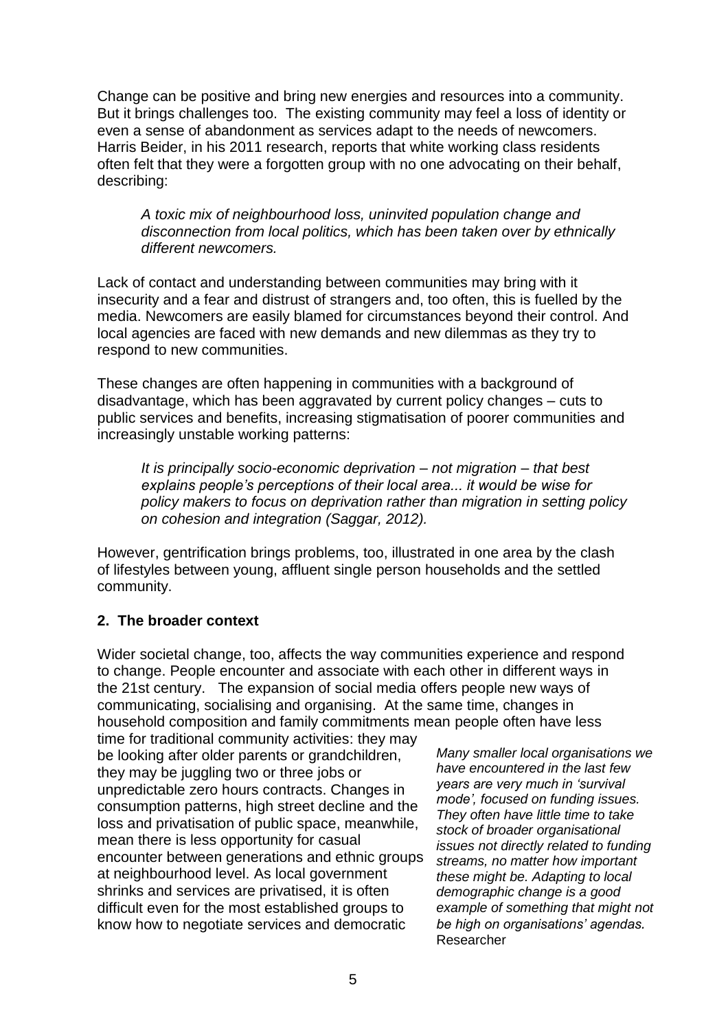Change can be positive and bring new energies and resources into a community. But it brings challenges too. The existing community may feel a loss of identity or even a sense of abandonment as services adapt to the needs of newcomers. Harris Beider, in his 2011 research, reports that white working class residents often felt that they were a forgotten group with no one advocating on their behalf, describing:

> *A toxic mix of neighbourhood loss, uninvited population change and disconnection from local politics, which has been taken over by ethnically different newcomers.*

Lack of contact and understanding between communities may bring with it insecurity and a fear and distrust of strangers and, too often, this is fuelled by the media. Newcomers are easily blamed for circumstances beyond their control. And local agencies are faced with new demands and new dilemmas as they try to respond to new communities.

These changes are often happening in communities with a background of disadvantage, which has been aggravated by current policy changes – cuts to public services and benefits, increasing stigmatisation of poorer communities and increasingly unstable working patterns:

> *It is principally socio-economic deprivation – not migration – that best explains people's perceptions of their local area... it would be wise for policy makers to focus on deprivation rather than migration in setting policy on cohesion and integration (Saggar, 2012).*

However, gentrification brings problems, too, illustrated in one area by the clash of lifestyles between young, affluent single person households and the settled community.

## 2. The broader context

Wider societal change, too, affects the way communities experience and respond to change. People encounter and associate with each other in different ways in the 21st century. The expansion of social media offers people new ways of communicating, socialising and organising. At the same time, changes in household composition and family commitments mean people often have less time for traditional community activities: they may be looking after older parents or grandchildren, they may be juggling two or three jobs or unpredictable zero hours contracts. Changes in consumption patterns, high street decline and the loss and privatisation of public space, meanwhile, mean there is less opportunity for casual encounter between generations and ethnic groups at neighbourhood level. As local government shrinks and services are privatised, it is often difficult even for the most established groups to know how to negotiate services and democratic

> *Many smaller local organisations we have encountered in the last few years are very much in 'survival mode', focused on funding issues. They often have little time to take stock of broader organisational issues not directly related to funding streams, no matter how important these might be. Adapting to local demographic change is a good example of something that might not be high on organisations' agendas.*
> Researcher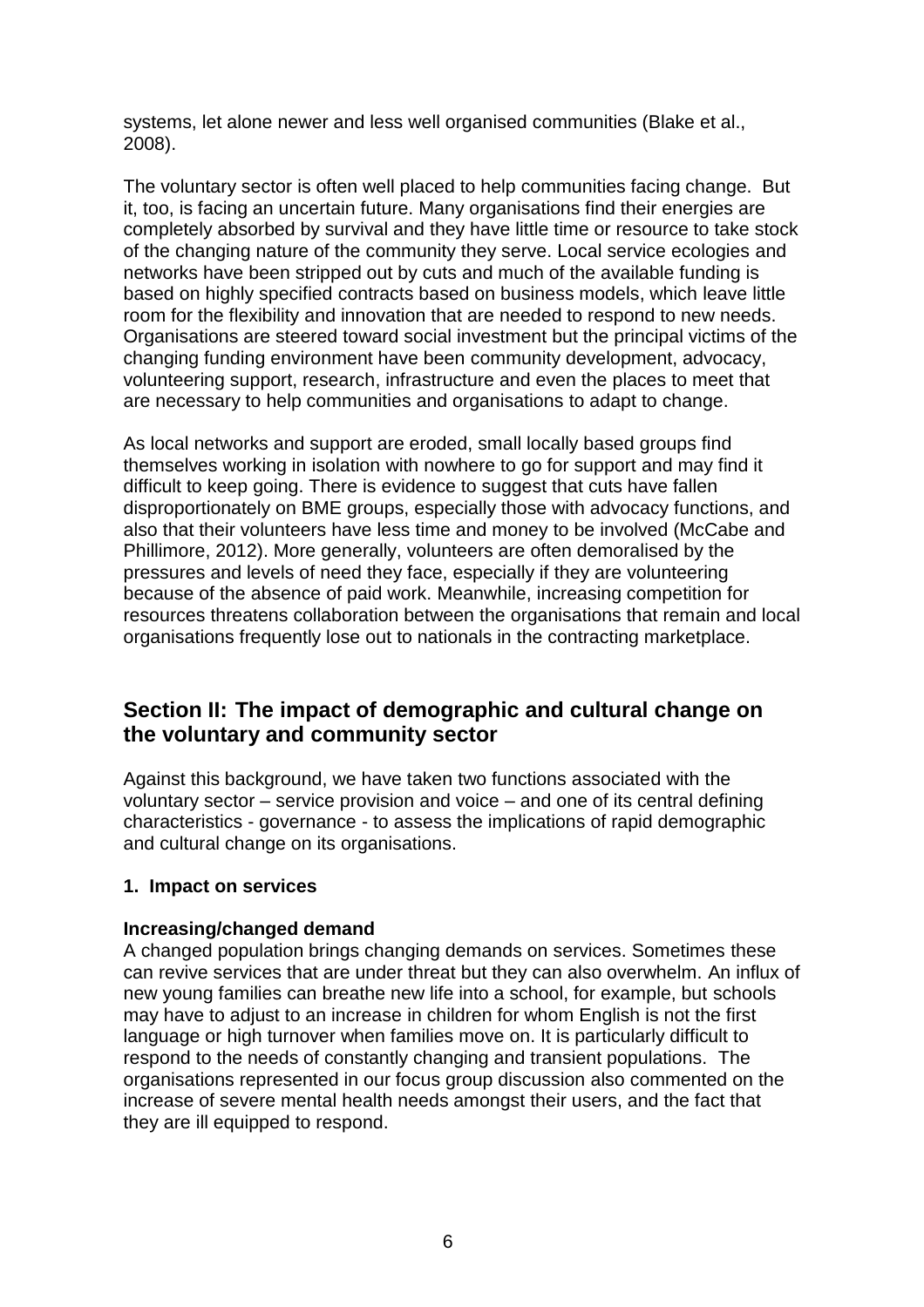systems, let alone newer and less well organised communities (Blake et al., 2008).

The voluntary sector is often well placed to help communities facing change. But it, too, is facing an uncertain future. Many organisations find their energies are completely absorbed by survival and they have little time or resource to take stock of the changing nature of the community they serve. Local service ecologies and networks have been stripped out by cuts and much of the available funding is based on highly specified contracts based on business models, which leave little room for the flexibility and innovation that are needed to respond to new needs. Organisations are steered toward social investment but the principal victims of the changing funding environment have been community development, advocacy, volunteering support, research, infrastructure and even the places to meet that are necessary to help communities and organisations to adapt to change.

As local networks and support are eroded, small locally based groups find themselves working in isolation with nowhere to go for support and may find it difficult to keep going. There is evidence to suggest that cuts have fallen disproportionately on BME groups, especially those with advocacy functions, and also that their volunteers have less time and money to be involved (McCabe and Phillimore, 2012). More generally, volunteers are often demoralised by the pressures and levels of need they face, especially if they are volunteering because of the absence of paid work. Meanwhile, increasing competition for resources threatens collaboration between the organisations that remain and local organisations frequently lose out to nationals in the contracting marketplace.

## Section II: The impact of demographic and cultural change on the voluntary and community sector

Against this background, we have taken two functions associated with the voluntary sector – service provision and voice – and one of its central defining characteristics - governance - to assess the implications of rapid demographic and cultural change on its organisations.

### 1. Impact on services

**Increasing/changed demand**

A changed population brings changing demands on services. Sometimes these can revive services that are under threat but they can also overwhelm. An influx of new young families can breathe new life into a school, for example, but schools may have to adjust to an increase in children for whom English is not the first language or high turnover when families move on. It is particularly difficult to respond to the needs of constantly changing and transient populations. The organisations represented in our focus group discussion also commented on the increase of severe mental health needs amongst their users, and the fact that they are ill equipped to respond.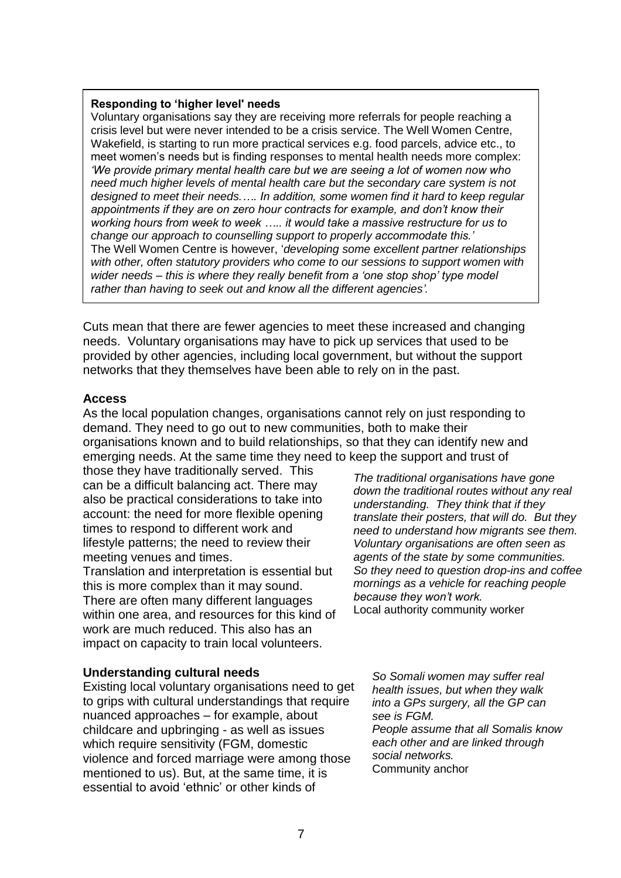**Responding to 'higher level' needs**

Voluntary organisations say they are receiving more referrals for people reaching a crisis level but were never intended to be a crisis service. The Well Women Centre, Wakefield, is starting to run more practical services e.g. food parcels, advice etc., to meet women's needs but is finding responses to mental health needs more complex: *'We provide primary mental health care but we are seeing a lot of women now who need much higher levels of mental health care but the secondary care system is not designed to meet their needs….. In addition, some women find it hard to keep regular appointments if they are on zero hour contracts for example, and don't know their working hours from week to week ….. it would take a massive restructure for us to change our approach to counselling support to properly accommodate this.'*
The Well Women Centre is however, '*developing some excellent partner relationships with other, often statutory providers who come to our sessions to support women with wider needs – this is where they really benefit from a 'one stop shop' type model rather than having to seek out and know all the different agencies'.*

Cuts mean that there are fewer agencies to meet these increased and changing needs. Voluntary organisations may have to pick up services that used to be provided by other agencies, including local government, but without the support networks that they themselves have been able to rely on in the past.

**Access**

As the local population changes, organisations cannot rely on just responding to demand. They need to go out to new communities, both to make their organisations known and to build relationships, so that they can identify new and emerging needs. At the same time they need to keep the support and trust of those they have traditionally served. This can be a difficult balancing act. There may also be practical considerations to take into account: the need for more flexible opening times to respond to different work and lifestyle patterns; the need to review their meeting venues and times.

Translation and interpretation is essential but this is more complex than it may sound. There are often many different languages within one area, and resources for this kind of work are much reduced. This also has an impact on capacity to train local volunteers.

*The traditional organisations have gone down the traditional routes without any real understanding. They think that if they translate their posters, that will do. But they need to understand how migrants see them. Voluntary organisations are often seen as agents of the state by some communities. So they need to question drop-ins and coffee mornings as a vehicle for reaching people because they won't work.*
Local authority community worker

**Understanding cultural needs**

Existing local voluntary organisations need to get to grips with cultural understandings that require nuanced approaches – for example, about childcare and upbringing - as well as issues which require sensitivity (FGM, domestic violence and forced marriage were among those mentioned to us). But, at the same time, it is essential to avoid 'ethnic' or other kinds of

*So Somali women may suffer real health issues, but when they walk into a GPs surgery, all the GP can see is FGM.*
*People assume that all Somalis know each other and are linked through social networks.*
Community anchor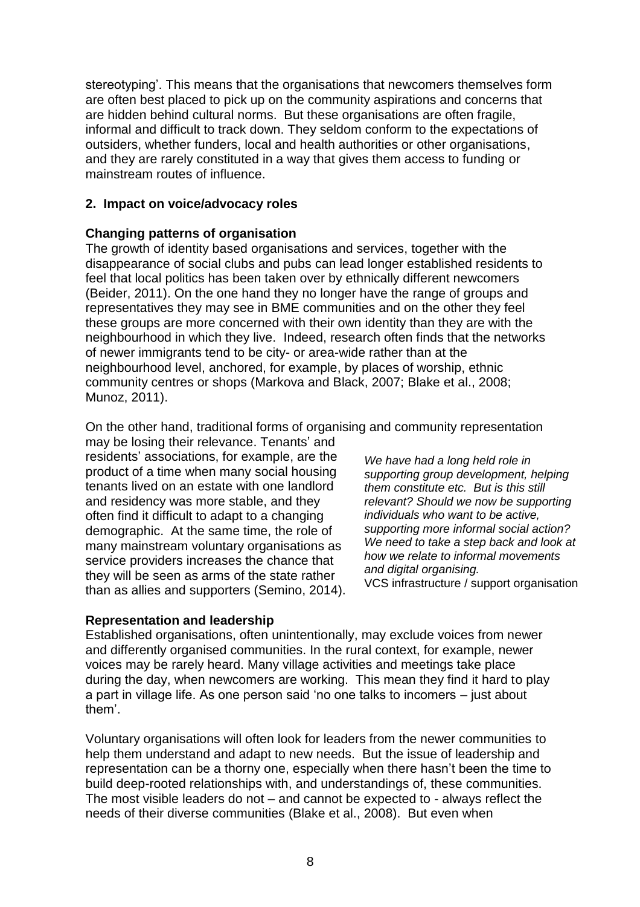stereotyping'. This means that the organisations that newcomers themselves form are often best placed to pick up on the community aspirations and concerns that are hidden behind cultural norms. But these organisations are often fragile, informal and difficult to track down. They seldom conform to the expectations of outsiders, whether funders, local and health authorities or other organisations, and they are rarely constituted in a way that gives them access to funding or mainstream routes of influence.

## 2. Impact on voice/advocacy roles

### Changing patterns of organisation

The growth of identity based organisations and services, together with the disappearance of social clubs and pubs can lead longer established residents to feel that local politics has been taken over by ethnically different newcomers (Beider, 2011). On the one hand they no longer have the range of groups and representatives they may see in BME communities and on the other they feel these groups are more concerned with their own identity than they are with the neighbourhood in which they live. Indeed, research often finds that the networks of newer immigrants tend to be city- or area-wide rather than at the neighbourhood level, anchored, for example, by places of worship, ethnic community centres or shops (Markova and Black, 2007; Blake et al., 2008; Munoz, 2011).

On the other hand, traditional forms of organising and community representation may be losing their relevance. Tenants' and residents' associations, for example, are the product of a time when many social housing tenants lived on an estate with one landlord and residency was more stable, and they often find it difficult to adapt to a changing demographic. At the same time, the role of many mainstream voluntary organisations as service providers increases the chance that they will be seen as arms of the state rather than as allies and supporters (Semino, 2014).

> *We have had a long held role in supporting group development, helping them constitute etc. But is this still relevant? Should we now be supporting individuals who want to be active, supporting more informal social action? We need to take a step back and look at how we relate to informal movements and digital organising.*
> VCS infrastructure / support organisation

### Representation and leadership

Established organisations, often unintentionally, may exclude voices from newer and differently organised communities. In the rural context, for example, newer voices may be rarely heard. Many village activities and meetings take place during the day, when newcomers are working. This mean they find it hard to play a part in village life. As one person said 'no one talks to incomers – just about them'.

Voluntary organisations will often look for leaders from the newer communities to help them understand and adapt to new needs. But the issue of leadership and representation can be a thorny one, especially when there hasn't been the time to build deep-rooted relationships with, and understandings of, these communities. The most visible leaders do not – and cannot be expected to - always reflect the needs of their diverse communities (Blake et al., 2008). But even when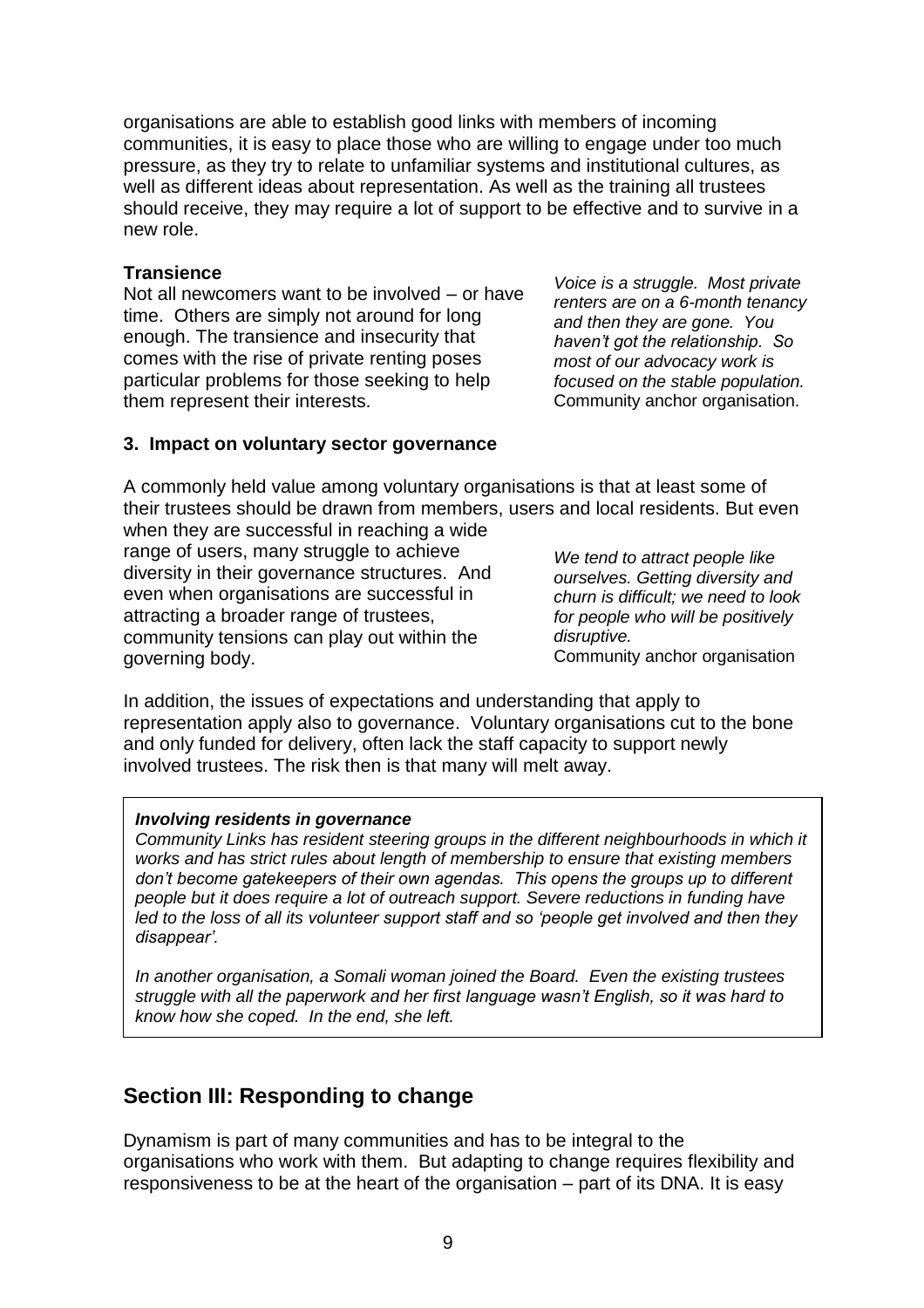organisations are able to establish good links with members of incoming communities, it is easy to place those who are willing to engage under too much pressure, as they try to relate to unfamiliar systems and institutional cultures, as well as different ideas about representation. As well as the training all trustees should receive, they may require a lot of support to be effective and to survive in a new role.

**Transience**

Not all newcomers want to be involved – or have time. Others are simply not around for long enough. The transience and insecurity that comes with the rise of private renting poses particular problems for those seeking to help them represent their interests.

> *Voice is a struggle. Most private renters are on a 6-month tenancy and then they are gone. You haven't got the relationship. So most of our advocacy work is focused on the stable population.*
> Community anchor organisation.

**3. Impact on voluntary sector governance**

A commonly held value among voluntary organisations is that at least some of their trustees should be drawn from members, users and local residents. But even when they are successful in reaching a wide range of users, many struggle to achieve diversity in their governance structures. And even when organisations are successful in attracting a broader range of trustees, community tensions can play out within the governing body.

> *We tend to attract people like ourselves. Getting diversity and churn is difficult; we need to look for people who will be positively disruptive.*
> Community anchor organisation

In addition, the issues of expectations and understanding that apply to representation apply also to governance. Voluntary organisations cut to the bone and only funded for delivery, often lack the staff capacity to support newly involved trustees. The risk then is that many will melt away.

> ***Involving residents in governance***
>
> *Community Links has resident steering groups in the different neighbourhoods in which it works and has strict rules about length of membership to ensure that existing members don't become gatekeepers of their own agendas. This opens the groups up to different people but it does require a lot of outreach support. Severe reductions in funding have led to the loss of all its volunteer support staff and so 'people get involved and then they disappear'.*
>
> *In another organisation, a Somali woman joined the Board. Even the existing trustees struggle with all the paperwork and her first language wasn't English, so it was hard to know how she coped. In the end, she left.*

## Section III: Responding to change

Dynamism is part of many communities and has to be integral to the organisations who work with them. But adapting to change requires flexibility and responsiveness to be at the heart of the organisation – part of its DNA. It is easy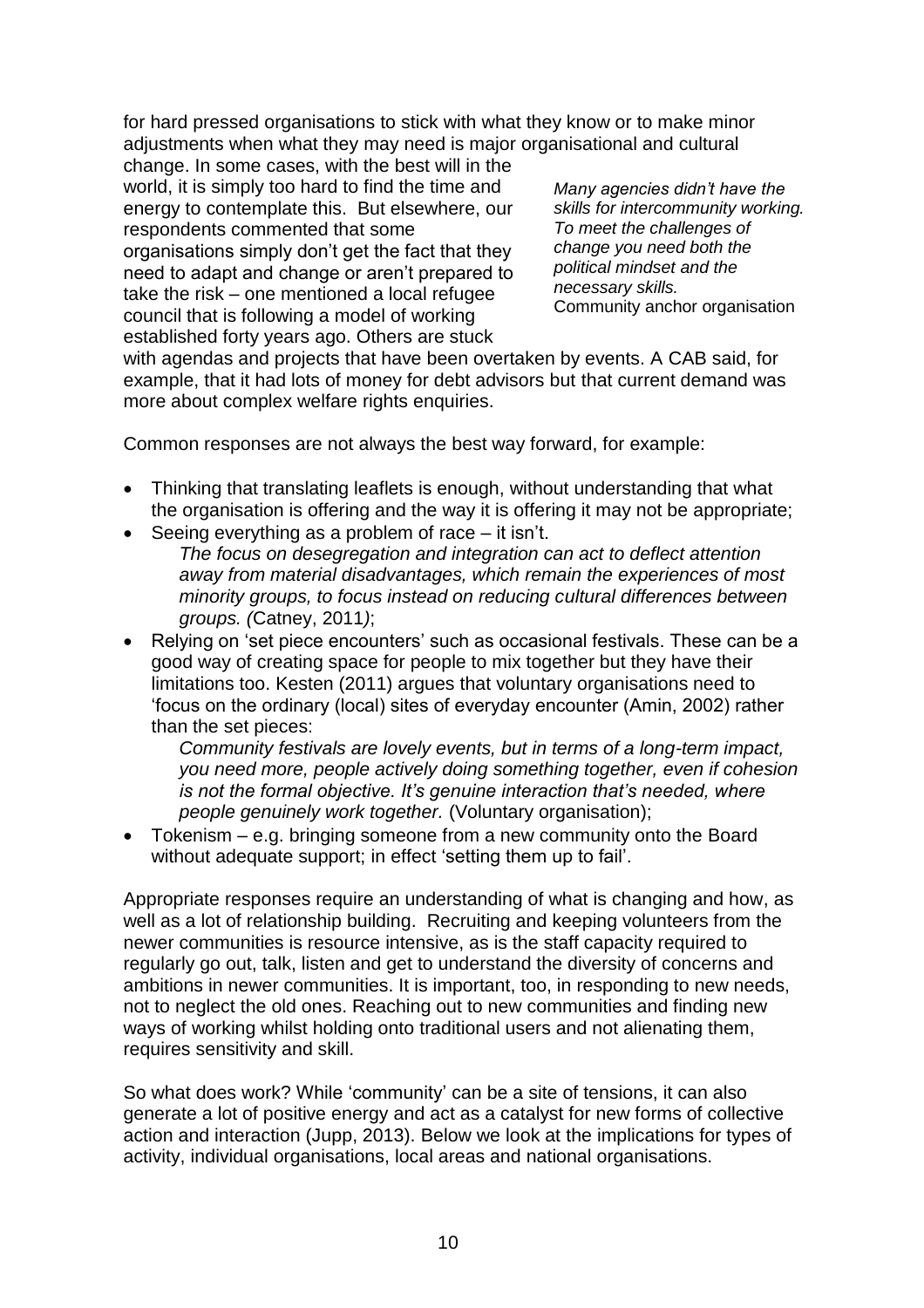for hard pressed organisations to stick with what they know or to make minor adjustments when what they may need is major organisational and cultural change. In some cases, with the best will in the world, it is simply too hard to find the time and energy to contemplate this. But elsewhere, our respondents commented that some organisations simply don't get the fact that they need to adapt and change or aren't prepared to take the risk – one mentioned a local refugee council that is following a model of working established forty years ago. Others are stuck with agendas and projects that have been overtaken by events. A CAB said, for example, that it had lots of money for debt advisors but that current demand was more about complex welfare rights enquiries.

*Many agencies didn't have the skills for intercommunity working. To meet the challenges of change you need both the political mindset and the necessary skills.*
Community anchor organisation

Common responses are not always the best way forward, for example:

- Thinking that translating leaflets is enough, without understanding that what the organisation is offering and the way it is offering it may not be appropriate;
- Seeing everything as a problem of race – it isn't.
  *The focus on desegregation and integration can act to deflect attention away from material disadvantages, which remain the experiences of most minority groups, to focus instead on reducing cultural differences between groups. (*Catney, 2011*)*;
- Relying on 'set piece encounters' such as occasional festivals. These can be a good way of creating space for people to mix together but they have their limitations too. Kesten (2011) argues that voluntary organisations need to 'focus on the ordinary (local) sites of everyday encounter (Amin, 2002) rather than the set pieces:
  *Community festivals are lovely events, but in terms of a long-term impact, you need more, people actively doing something together, even if cohesion is not the formal objective. It's genuine interaction that's needed, where people genuinely work together.* (Voluntary organisation);
- Tokenism – e.g. bringing someone from a new community onto the Board without adequate support; in effect 'setting them up to fail'.

Appropriate responses require an understanding of what is changing and how, as well as a lot of relationship building. Recruiting and keeping volunteers from the newer communities is resource intensive, as is the staff capacity required to regularly go out, talk, listen and get to understand the diversity of concerns and ambitions in newer communities. It is important, too, in responding to new needs, not to neglect the old ones. Reaching out to new communities and finding new ways of working whilst holding onto traditional users and not alienating them, requires sensitivity and skill.

So what does work? While 'community' can be a site of tensions, it can also generate a lot of positive energy and act as a catalyst for new forms of collective action and interaction (Jupp, 2013). Below we look at the implications for types of activity, individual organisations, local areas and national organisations.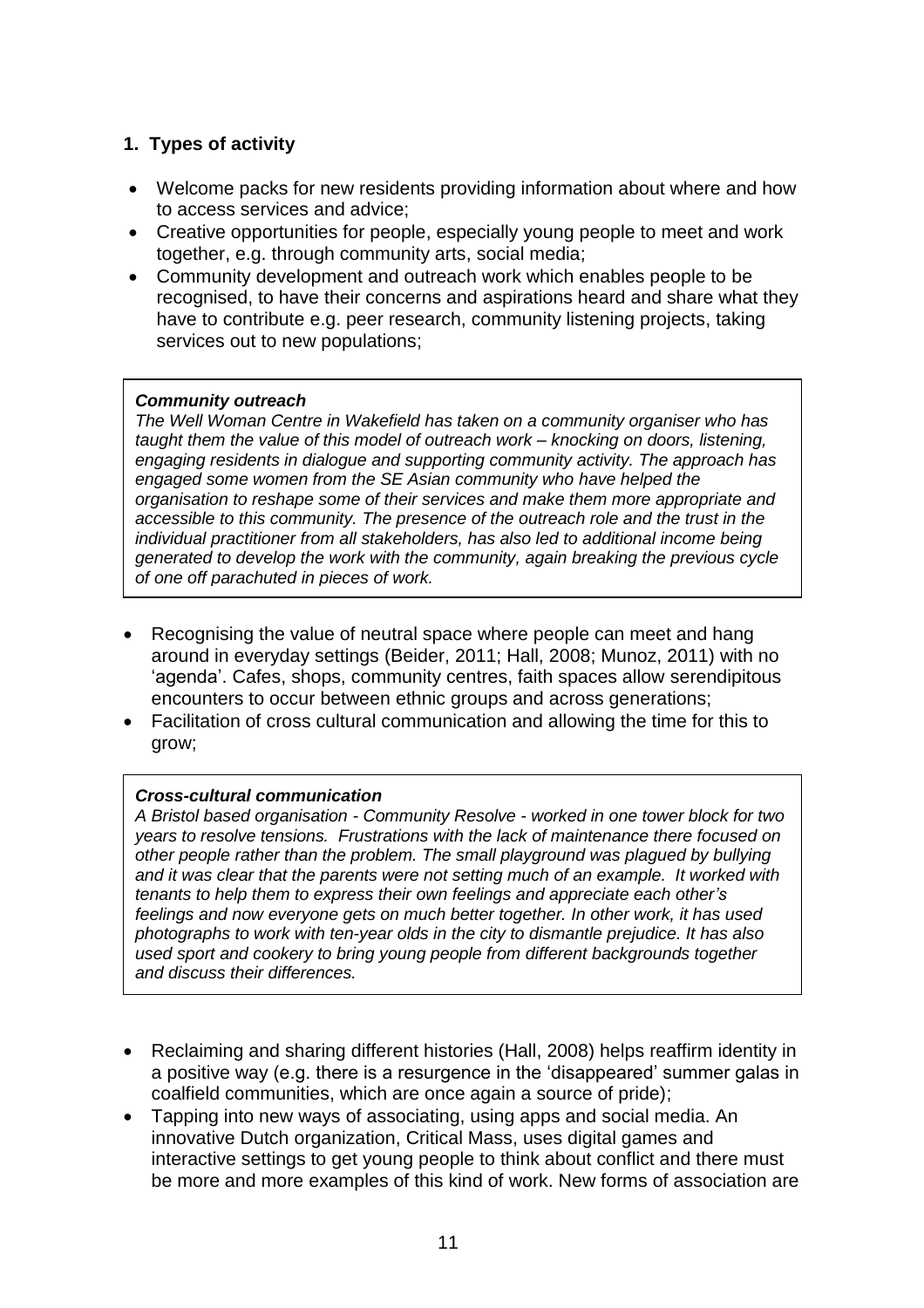## 1. Types of activity

- Welcome packs for new residents providing information about where and how to access services and advice;
- Creative opportunities for people, especially young people to meet and work together, e.g. through community arts, social media;
- Community development and outreach work which enables people to be recognised, to have their concerns and aspirations heard and share what they have to contribute e.g. peer research, community listening projects, taking services out to new populations;

> ***Community outreach***
>
> *The Well Woman Centre in Wakefield has taken on a community organiser who has taught them the value of this model of outreach work – knocking on doors, listening, engaging residents in dialogue and supporting community activity. The approach has engaged some women from the SE Asian community who have helped the organisation to reshape some of their services and make them more appropriate and accessible to this community. The presence of the outreach role and the trust in the individual practitioner from all stakeholders, has also led to additional income being generated to develop the work with the community, again breaking the previous cycle of one off parachuted in pieces of work.*

- Recognising the value of neutral space where people can meet and hang around in everyday settings (Beider, 2011; Hall, 2008; Munoz, 2011) with no 'agenda'. Cafes, shops, community centres, faith spaces allow serendipitous encounters to occur between ethnic groups and across generations;
- Facilitation of cross cultural communication and allowing the time for this to grow;

> ***Cross-cultural communication***
>
> *A Bristol based organisation - Community Resolve - worked in one tower block for two years to resolve tensions. Frustrations with the lack of maintenance there focused on other people rather than the problem. The small playground was plagued by bullying and it was clear that the parents were not setting much of an example. It worked with tenants to help them to express their own feelings and appreciate each other's feelings and now everyone gets on much better together. In other work, it has used photographs to work with ten-year olds in the city to dismantle prejudice. It has also used sport and cookery to bring young people from different backgrounds together and discuss their differences.*

- Reclaiming and sharing different histories (Hall, 2008) helps reaffirm identity in a positive way (e.g. there is a resurgence in the 'disappeared' summer galas in coalfield communities, which are once again a source of pride);
- Tapping into new ways of associating, using apps and social media. An innovative Dutch organization, Critical Mass, uses digital games and interactive settings to get young people to think about conflict and there must be more and more examples of this kind of work. New forms of association are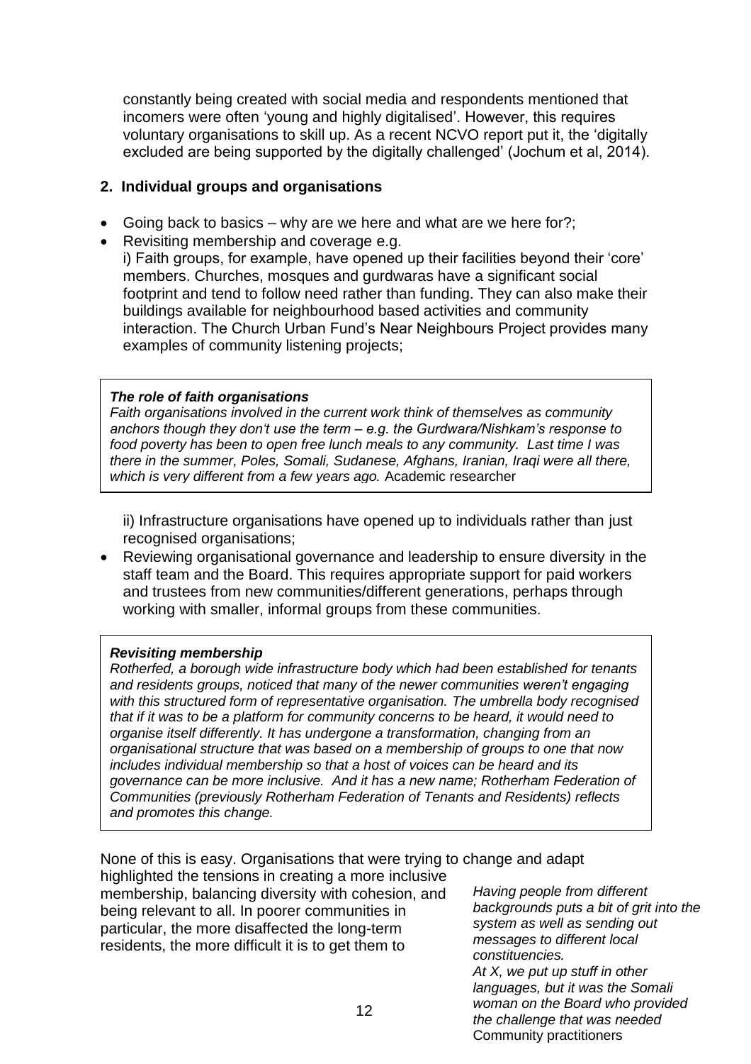constantly being created with social media and respondents mentioned that incomers were often 'young and highly digitalised'. However, this requires voluntary organisations to skill up. As a recent NCVO report put it, the 'digitally excluded are being supported by the digitally challenged' (Jochum et al, 2014).

## 2. Individual groups and organisations

- Going back to basics – why are we here and what are we here for?;
- Revisiting membership and coverage e.g.

  i) Faith groups, for example, have opened up their facilities beyond their 'core' members. Churches, mosques and gurdwaras have a significant social footprint and tend to follow need rather than funding. They can also make their buildings available for neighbourhood based activities and community interaction. The Church Urban Fund's Near Neighbours Project provides many examples of community listening projects;

> ***The role of faith organisations***
>
> *Faith organisations involved in the current work think of themselves as community anchors though they don't use the term – e.g. the Gurdwara/Nishkam's response to food poverty has been to open free lunch meals to any community. Last time I was there in the summer, Poles, Somali, Sudanese, Afghans, Iranian, Iraqi were all there, which is very different from a few years ago.* Academic researcher

  ii) Infrastructure organisations have opened up to individuals rather than just recognised organisations;

- Reviewing organisational governance and leadership to ensure diversity in the staff team and the Board. This requires appropriate support for paid workers and trustees from new communities/different generations, perhaps through working with smaller, informal groups from these communities.

> ***Revisiting membership***
>
> *Rotherfed, a borough wide infrastructure body which had been established for tenants and residents groups, noticed that many of the newer communities weren't engaging with this structured form of representative organisation. The umbrella body recognised that if it was to be a platform for community concerns to be heard, it would need to organise itself differently. It has undergone a transformation, changing from an organisational structure that was based on a membership of groups to one that now includes individual membership so that a host of voices can be heard and its governance can be more inclusive. And it has a new name; Rotherham Federation of Communities (previously Rotherham Federation of Tenants and Residents) reflects and promotes this change.*

None of this is easy. Organisations that were trying to change and adapt highlighted the tensions in creating a more inclusive membership, balancing diversity with cohesion, and being relevant to all. In poorer communities in particular, the more disaffected the long-term residents, the more difficult it is to get them to

> *Having people from different backgrounds puts a bit of grit into the system as well as sending out messages to different local constituencies.*
>
> *At X, we put up stuff in other languages, but it was the Somali woman on the Board who provided the challenge that was needed*
> Community practitioners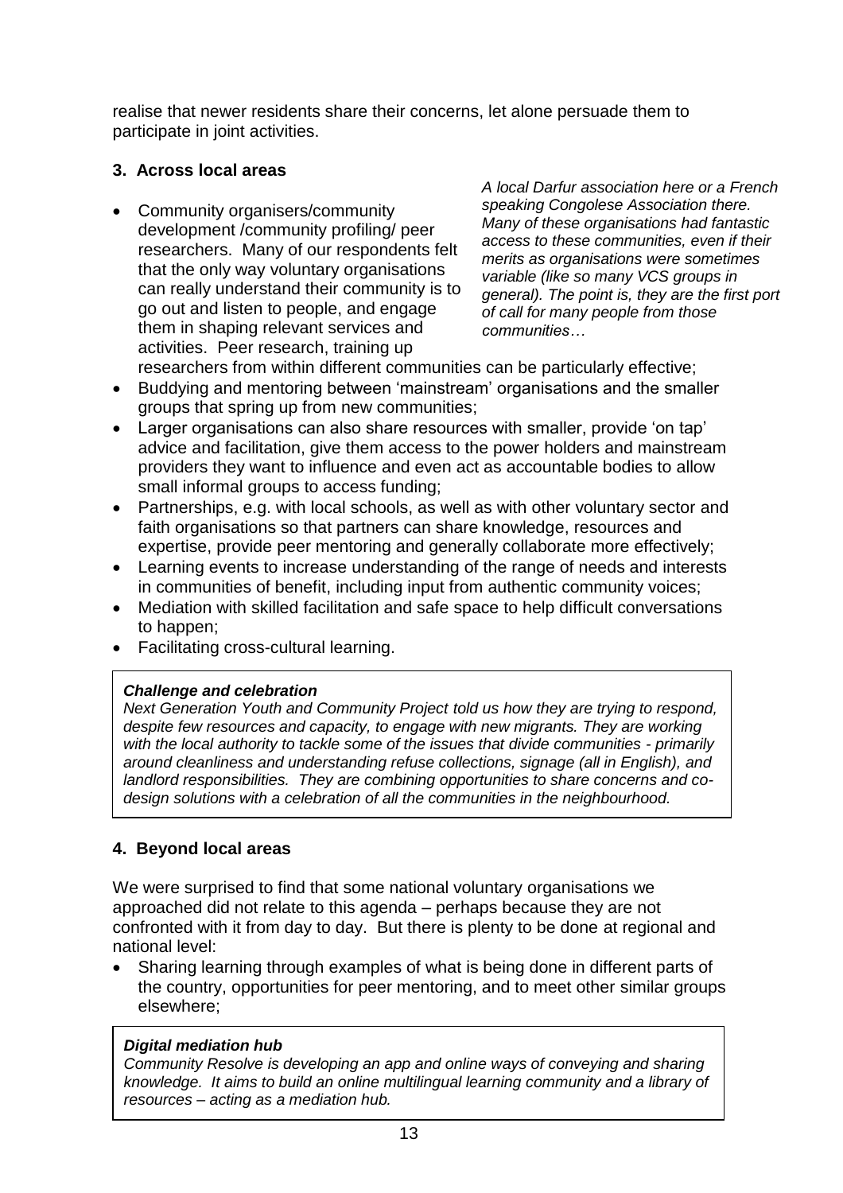realise that newer residents share their concerns, let alone persuade them to participate in joint activities.

### 3. Across local areas

- Community organisers/community development /community profiling/ peer researchers. Many of our respondents felt that the only way voluntary organisations can really understand their community is to go out and listen to people, and engage them in shaping relevant services and activities. Peer research, training up researchers from within different communities can be particularly effective;

*A local Darfur association here or a French speaking Congolese Association there. Many of these organisations had fantastic access to these communities, even if their merits as organisations were sometimes variable (like so many VCS groups in general). The point is, they are the first port of call for many people from those communities…*

- Buddying and mentoring between 'mainstream' organisations and the smaller groups that spring up from new communities;
- Larger organisations can also share resources with smaller, provide 'on tap' advice and facilitation, give them access to the power holders and mainstream providers they want to influence and even act as accountable bodies to allow small informal groups to access funding;
- Partnerships, e.g. with local schools, as well as with other voluntary sector and faith organisations so that partners can share knowledge, resources and expertise, provide peer mentoring and generally collaborate more effectively;
- Learning events to increase understanding of the range of needs and interests in communities of benefit, including input from authentic community voices;
- Mediation with skilled facilitation and safe space to help difficult conversations to happen;
- Facilitating cross-cultural learning.

***Challenge and celebration***
*Next Generation Youth and Community Project told us how they are trying to respond, despite few resources and capacity, to engage with new migrants. They are working with the local authority to tackle some of the issues that divide communities - primarily around cleanliness and understanding refuse collections, signage (all in English), and landlord responsibilities. They are combining opportunities to share concerns and co-design solutions with a celebration of all the communities in the neighbourhood.*

### 4. Beyond local areas

We were surprised to find that some national voluntary organisations we approached did not relate to this agenda – perhaps because they are not confronted with it from day to day. But there is plenty to be done at regional and national level:

- Sharing learning through examples of what is being done in different parts of the country, opportunities for peer mentoring, and to meet other similar groups elsewhere;

***Digital mediation hub***
*Community Resolve is developing an app and online ways of conveying and sharing knowledge. It aims to build an online multilingual learning community and a library of resources – acting as a mediation hub.*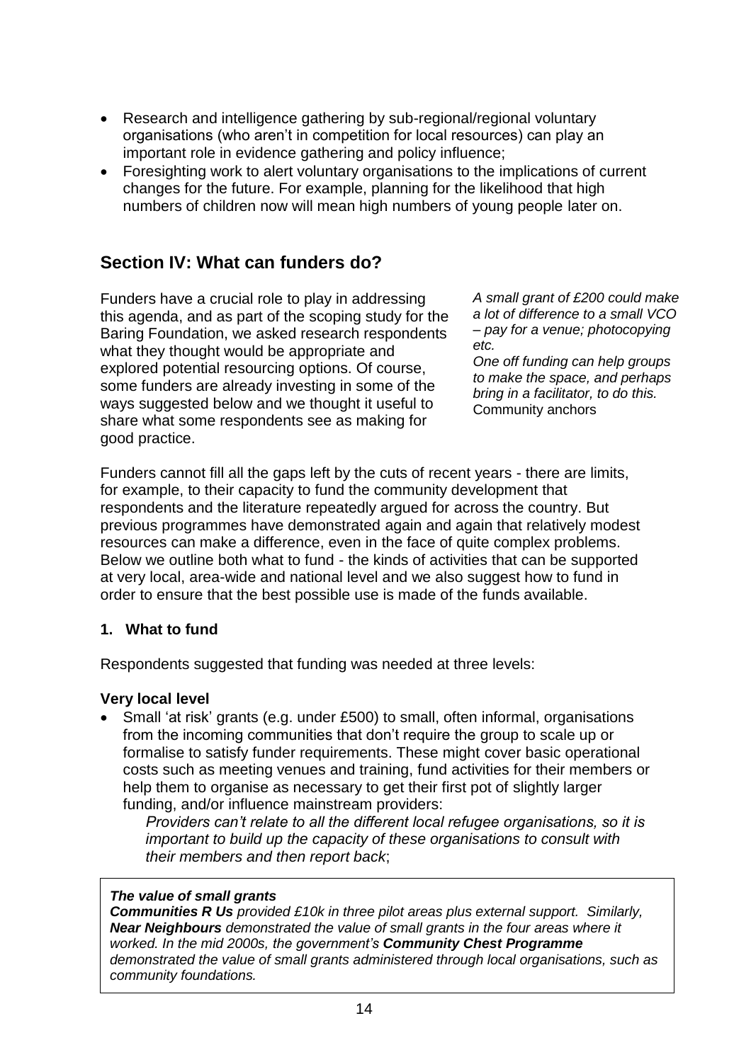- Research and intelligence gathering by sub-regional/regional voluntary organisations (who aren't in competition for local resources) can play an important role in evidence gathering and policy influence;
- Foresighting work to alert voluntary organisations to the implications of current changes for the future. For example, planning for the likelihood that high numbers of children now will mean high numbers of young people later on.

## Section IV: What can funders do?

Funders have a crucial role to play in addressing this agenda, and as part of the scoping study for the Baring Foundation, we asked research respondents what they thought would be appropriate and explored potential resourcing options. Of course, some funders are already investing in some of the ways suggested below and we thought it useful to share what some respondents see as making for good practice.

*A small grant of £200 could make a lot of difference to a small VCO – pay for a venue; photocopying etc.*
*One off funding can help groups to make the space, and perhaps bring in a facilitator, to do this.*
Community anchors

Funders cannot fill all the gaps left by the cuts of recent years - there are limits, for example, to their capacity to fund the community development that respondents and the literature repeatedly argued for across the country. But previous programmes have demonstrated again and again that relatively modest resources can make a difference, even in the face of quite complex problems. Below we outline both what to fund - the kinds of activities that can be supported at very local, area-wide and national level and we also suggest how to fund in order to ensure that the best possible use is made of the funds available.

### 1. What to fund

Respondents suggested that funding was needed at three levels:

#### Very local level

- Small 'at risk' grants (e.g. under £500) to small, often informal, organisations from the incoming communities that don't require the group to scale up or formalise to satisfy funder requirements. These might cover basic operational costs such as meeting venues and training, fund activities for their members or help them to organise as necessary to get their first pot of slightly larger funding, and/or influence mainstream providers:

  *Providers can't relate to all the different local refugee organisations, so it is important to build up the capacity of these organisations to consult with their members and then report back*;

***The value of small grants***
***Communities R Us*** *provided £10k in three pilot areas plus external support. Similarly,* ***Near Neighbours*** *demonstrated the value of small grants in the four areas where it worked. In the mid 2000s, the government's* ***Community Chest Programme*** *demonstrated the value of small grants administered through local organisations, such as community foundations.*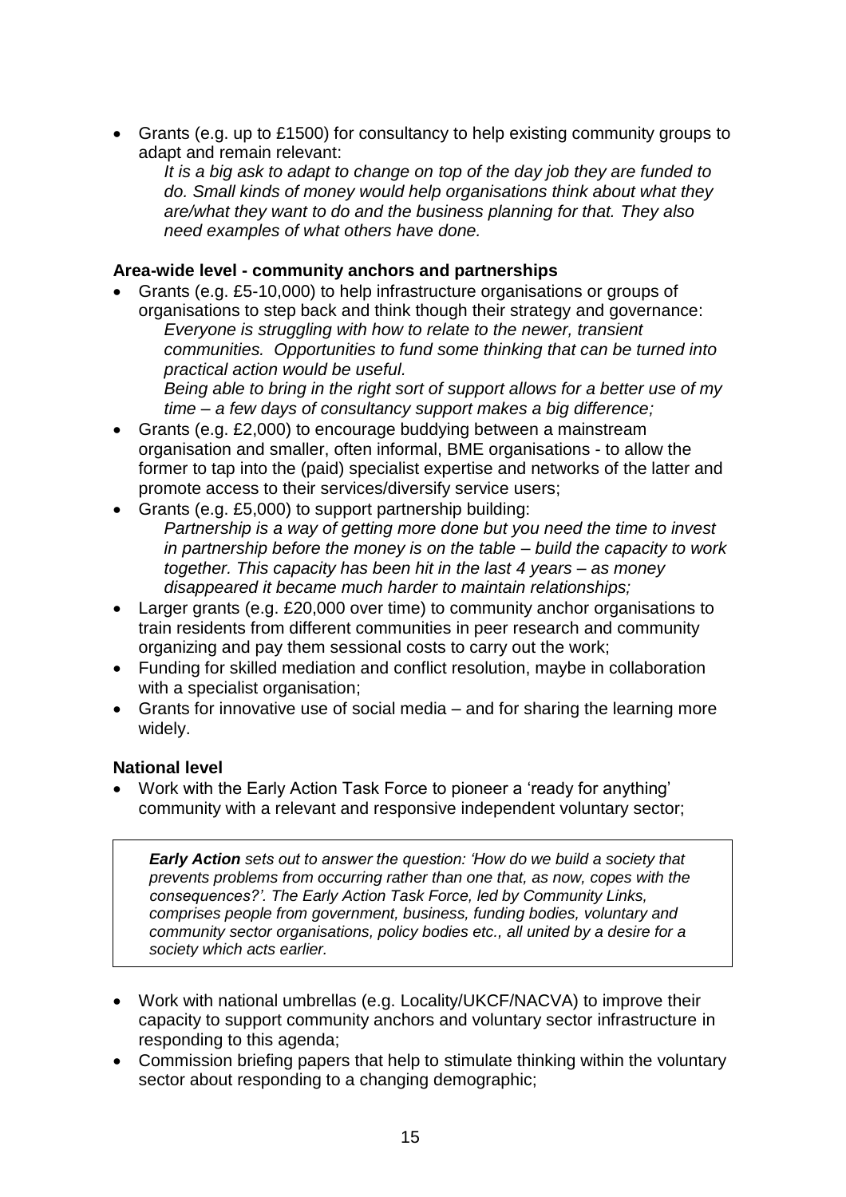- Grants (e.g. up to £1500) for consultancy to help existing community groups to adapt and remain relevant:

  *It is a big ask to adapt to change on top of the day job they are funded to do. Small kinds of money would help organisations think about what they are/what they want to do and the business planning for that. They also need examples of what others have done.*

### Area-wide level - community anchors and partnerships

- Grants (e.g. £5-10,000) to help infrastructure organisations or groups of organisations to step back and think though their strategy and governance:

  *Everyone is struggling with how to relate to the newer, transient communities. Opportunities to fund some thinking that can be turned into practical action would be useful.*

  *Being able to bring in the right sort of support allows for a better use of my time – a few days of consultancy support makes a big difference;*
- Grants (e.g. £2,000) to encourage buddying between a mainstream organisation and smaller, often informal, BME organisations - to allow the former to tap into the (paid) specialist expertise and networks of the latter and promote access to their services/diversify service users;
- Grants (e.g. £5,000) to support partnership building:

  *Partnership is a way of getting more done but you need the time to invest in partnership before the money is on the table – build the capacity to work together. This capacity has been hit in the last 4 years – as money disappeared it became much harder to maintain relationships;*
- Larger grants (e.g. £20,000 over time) to community anchor organisations to train residents from different communities in peer research and community organizing and pay them sessional costs to carry out the work;
- Funding for skilled mediation and conflict resolution, maybe in collaboration with a specialist organisation;
- Grants for innovative use of social media – and for sharing the learning more widely.

### National level

- Work with the Early Action Task Force to pioneer a 'ready for anything' community with a relevant and responsive independent voluntary sector;

> ***Early Action*** *sets out to answer the question: 'How do we build a society that prevents problems from occurring rather than one that, as now, copes with the consequences?'. The Early Action Task Force, led by Community Links, comprises people from government, business, funding bodies, voluntary and community sector organisations, policy bodies etc., all united by a desire for a society which acts earlier.*

- Work with national umbrellas (e.g. Locality/UKCF/NACVA) to improve their capacity to support community anchors and voluntary sector infrastructure in responding to this agenda;
- Commission briefing papers that help to stimulate thinking within the voluntary sector about responding to a changing demographic;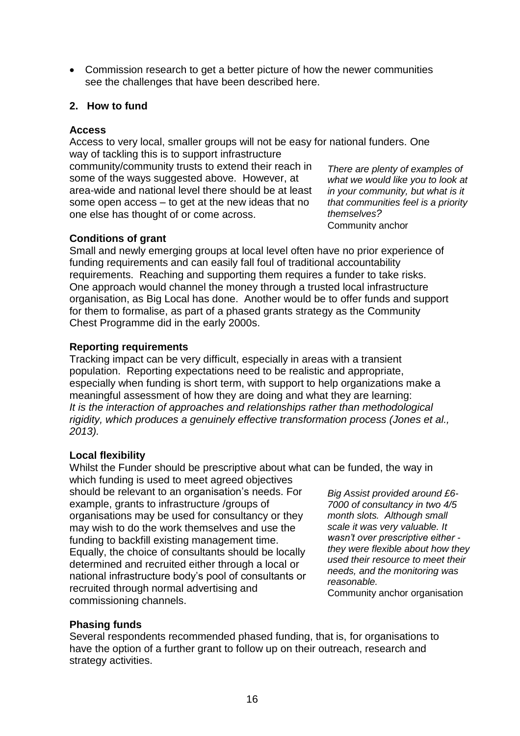- Commission research to get a better picture of how the newer communities see the challenges that have been described here.

## 2. How to fund

### Access

Access to very local, smaller groups will not be easy for national funders. One way of tackling this is to support infrastructure community/community trusts to extend their reach in some of the ways suggested above. However, at area-wide and national level there should be at least some open access – to get at the new ideas that no one else has thought of or come across.

> *There are plenty of examples of what we would like you to look at in your community, but what is it that communities feel is a priority themselves?*
> Community anchor

### Conditions of grant

Small and newly emerging groups at local level often have no prior experience of funding requirements and can easily fall foul of traditional accountability requirements. Reaching and supporting them requires a funder to take risks. One approach would channel the money through a trusted local infrastructure organisation, as Big Local has done. Another would be to offer funds and support for them to formalise, as part of a phased grants strategy as the Community Chest Programme did in the early 2000s.

### Reporting requirements

Tracking impact can be very difficult, especially in areas with a transient population. Reporting expectations need to be realistic and appropriate, especially when funding is short term, with support to help organizations make a meaningful assessment of how they are doing and what they are learning:
*It is the interaction of approaches and relationships rather than methodological rigidity, which produces a genuinely effective transformation process (Jones et al., 2013).*

### Local flexibility

Whilst the Funder should be prescriptive about what can be funded, the way in which funding is used to meet agreed objectives should be relevant to an organisation's needs. For example, grants to infrastructure /groups of organisations may be used for consultancy or they may wish to do the work themselves and use the funding to backfill existing management time. Equally, the choice of consultants should be locally determined and recruited either through a local or national infrastructure body's pool of consultants or recruited through normal advertising and commissioning channels.

> *Big Assist provided around £6-7000 of consultancy in two 4/5 month slots. Although small scale it was very valuable. It wasn't over prescriptive either - they were flexible about how they used their resource to meet their needs, and the monitoring was reasonable.*
> Community anchor organisation

### Phasing funds

Several respondents recommended phased funding, that is, for organisations to have the option of a further grant to follow up on their outreach, research and strategy activities.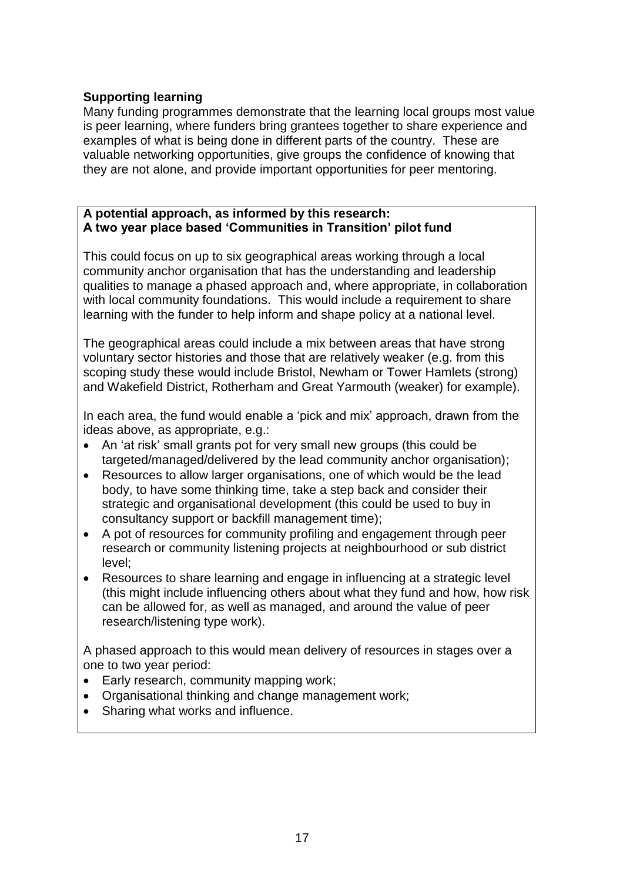### Supporting learning

Many funding programmes demonstrate that the learning local groups most value is peer learning, where funders bring grantees together to share experience and examples of what is being done in different parts of the country. These are valuable networking opportunities, give groups the confidence of knowing that they are not alone, and provide important opportunities for peer mentoring.

**A potential approach, as informed by this research:**
**A two year place based 'Communities in Transition' pilot fund**

This could focus on up to six geographical areas working through a local community anchor organisation that has the understanding and leadership qualities to manage a phased approach and, where appropriate, in collaboration with local community foundations. This would include a requirement to share learning with the funder to help inform and shape policy at a national level.

The geographical areas could include a mix between areas that have strong voluntary sector histories and those that are relatively weaker (e.g. from this scoping study these would include Bristol, Newham or Tower Hamlets (strong) and Wakefield District, Rotherham and Great Yarmouth (weaker) for example).

In each area, the fund would enable a 'pick and mix' approach, drawn from the ideas above, as appropriate, e.g.:

- An 'at risk' small grants pot for very small new groups (this could be targeted/managed/delivered by the lead community anchor organisation);
- Resources to allow larger organisations, one of which would be the lead body, to have some thinking time, take a step back and consider their strategic and organisational development (this could be used to buy in consultancy support or backfill management time);
- A pot of resources for community profiling and engagement through peer research or community listening projects at neighbourhood or sub district level;
- Resources to share learning and engage in influencing at a strategic level (this might include influencing others about what they fund and how, how risk can be allowed for, as well as managed, and around the value of peer research/listening type work).

A phased approach to this would mean delivery of resources in stages over a one to two year period:

- Early research, community mapping work;
- Organisational thinking and change management work;
- Sharing what works and influence.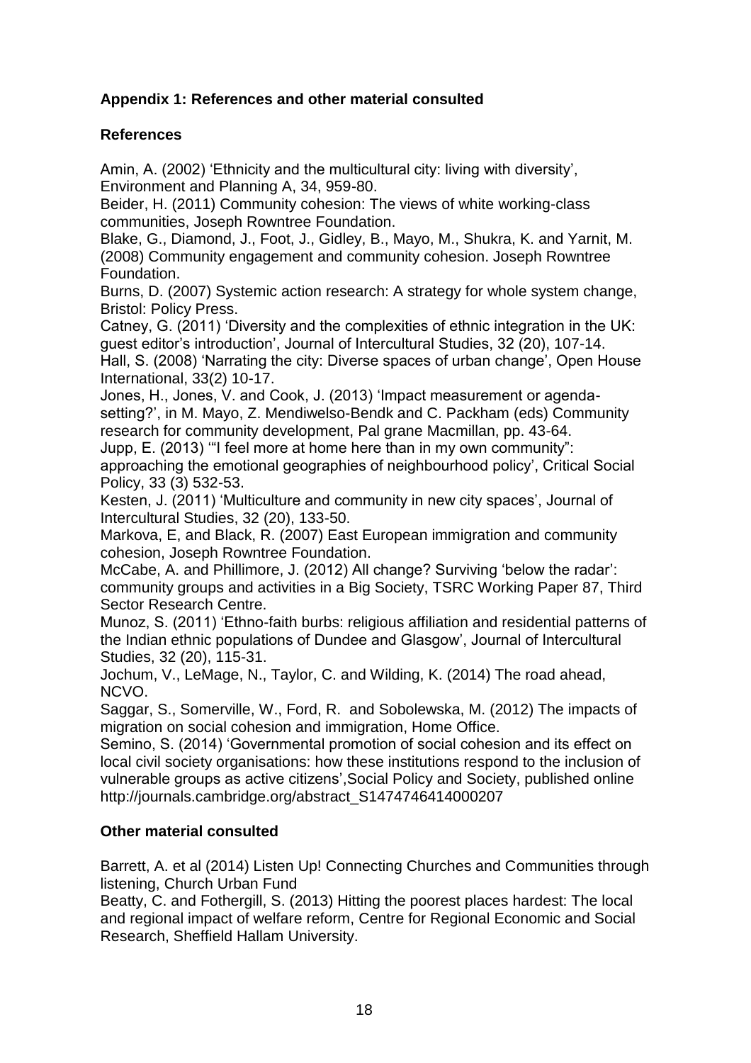## Appendix 1: References and other material consulted

### References

Amin, A. (2002) 'Ethnicity and the multicultural city: living with diversity', Environment and Planning A, 34, 959-80.

Beider, H. (2011) Community cohesion: The views of white working-class communities, Joseph Rowntree Foundation.

Blake, G., Diamond, J., Foot, J., Gidley, B., Mayo, M., Shukra, K. and Yarnit, M. (2008) Community engagement and community cohesion. Joseph Rowntree Foundation.

Burns, D. (2007) Systemic action research: A strategy for whole system change, Bristol: Policy Press.

Catney, G. (2011) 'Diversity and the complexities of ethnic integration in the UK: guest editor's introduction', Journal of Intercultural Studies, 32 (20), 107-14.

Hall, S. (2008) 'Narrating the city: Diverse spaces of urban change', Open House International, 33(2) 10-17.

Jones, H., Jones, V. and Cook, J. (2013) 'Impact measurement or agenda-setting?', in M. Mayo, Z. Mendiwelso-Bendk and C. Packham (eds) Community research for community development, Pal grane Macmillan, pp. 43-64.

Jupp, E. (2013) '"I feel more at home here than in my own community": approaching the emotional geographies of neighbourhood policy', Critical Social Policy, 33 (3) 532-53.

Kesten, J. (2011) 'Multiculture and community in new city spaces', Journal of Intercultural Studies, 32 (20), 133-50.

Markova, E, and Black, R. (2007) East European immigration and community cohesion, Joseph Rowntree Foundation.

McCabe, A. and Phillimore, J. (2012) All change? Surviving 'below the radar': community groups and activities in a Big Society, TSRC Working Paper 87, Third Sector Research Centre.

Munoz, S. (2011) 'Ethno-faith burbs: religious affiliation and residential patterns of the Indian ethnic populations of Dundee and Glasgow', Journal of Intercultural Studies, 32 (20), 115-31.

Jochum, V., LeMage, N., Taylor, C. and Wilding, K. (2014) The road ahead, NCVO.

Saggar, S., Somerville, W., Ford, R. and Sobolewska, M. (2012) The impacts of migration on social cohesion and immigration, Home Office.

Semino, S. (2014) 'Governmental promotion of social cohesion and its effect on local civil society organisations: how these institutions respond to the inclusion of vulnerable groups as active citizens',Social Policy and Society, published online http://journals.cambridge.org/abstract_S1474746414000207

### Other material consulted

Barrett, A. et al (2014) Listen Up! Connecting Churches and Communities through listening, Church Urban Fund

Beatty, C. and Fothergill, S. (2013) Hitting the poorest places hardest: The local and regional impact of welfare reform, Centre for Regional Economic and Social Research, Sheffield Hallam University.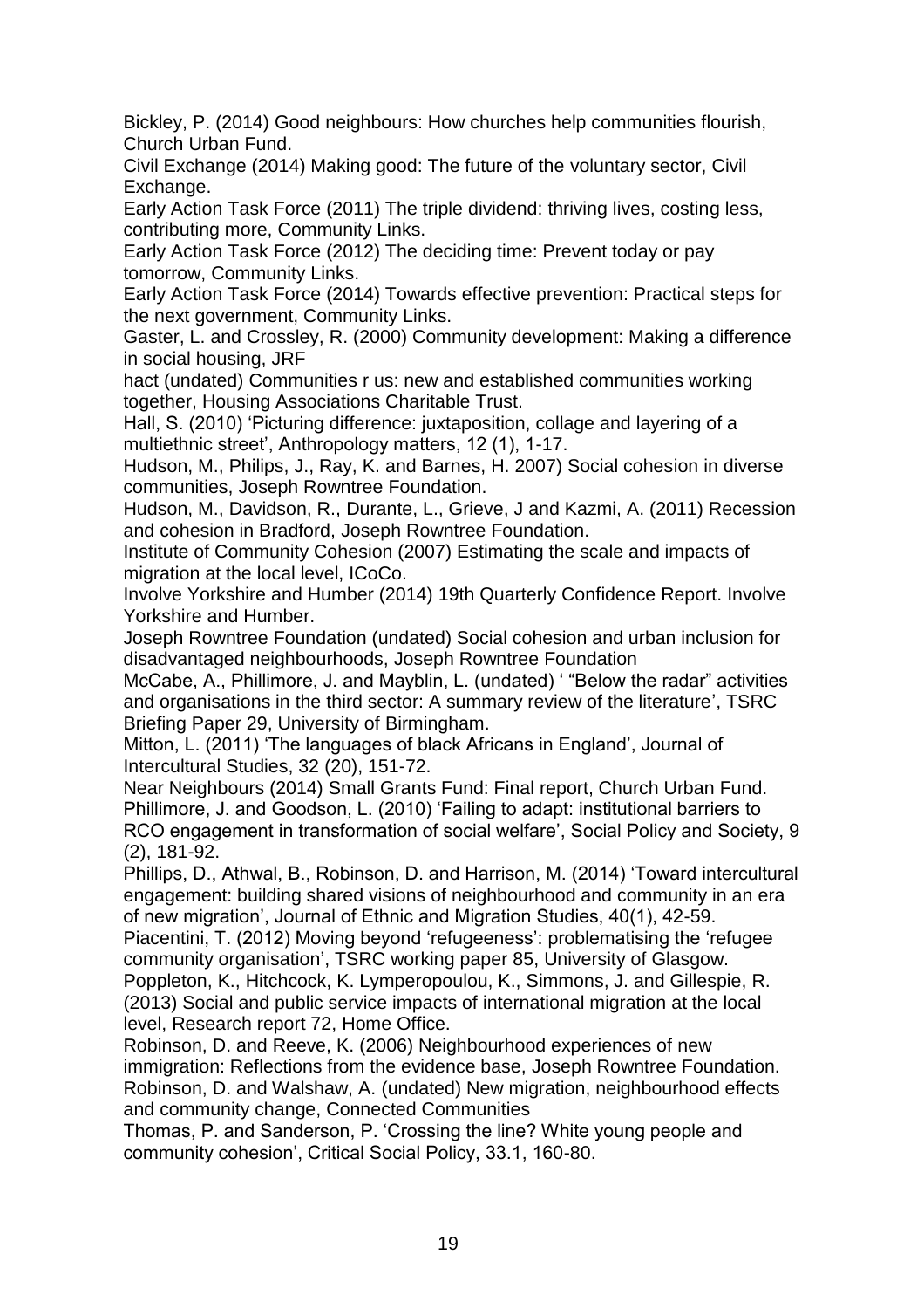Bickley, P. (2014) Good neighbours: How churches help communities flourish, Church Urban Fund.

Civil Exchange (2014) Making good: The future of the voluntary sector, Civil Exchange.

Early Action Task Force (2011) The triple dividend: thriving lives, costing less, contributing more, Community Links.

Early Action Task Force (2012) The deciding time: Prevent today or pay tomorrow, Community Links.

Early Action Task Force (2014) Towards effective prevention: Practical steps for the next government, Community Links.

Gaster, L. and Crossley, R. (2000) Community development: Making a difference in social housing, JRF

hact (undated) Communities r us: new and established communities working together, Housing Associations Charitable Trust.

Hall, S. (2010) 'Picturing difference: juxtaposition, collage and layering of a multiethnic street', Anthropology matters, 12 (1), 1-17.

Hudson, M., Philips, J., Ray, K. and Barnes, H. 2007) Social cohesion in diverse communities, Joseph Rowntree Foundation.

Hudson, M., Davidson, R., Durante, L., Grieve, J and Kazmi, A. (2011) Recession and cohesion in Bradford, Joseph Rowntree Foundation.

Institute of Community Cohesion (2007) Estimating the scale and impacts of migration at the local level, ICoCo.

Involve Yorkshire and Humber (2014) 19th Quarterly Confidence Report. Involve Yorkshire and Humber.

Joseph Rowntree Foundation (undated) Social cohesion and urban inclusion for disadvantaged neighbourhoods, Joseph Rowntree Foundation

McCabe, A., Phillimore, J. and Mayblin, L. (undated) ' "Below the radar" activities and organisations in the third sector: A summary review of the literature', TSRC Briefing Paper 29, University of Birmingham.

Mitton, L. (2011) 'The languages of black Africans in England', Journal of Intercultural Studies, 32 (20), 151-72.

Near Neighbours (2014) Small Grants Fund: Final report, Church Urban Fund.

Phillimore, J. and Goodson, L. (2010) 'Failing to adapt: institutional barriers to RCO engagement in transformation of social welfare', Social Policy and Society, 9 (2), 181-92.

Phillips, D., Athwal, B., Robinson, D. and Harrison, M. (2014) 'Toward intercultural engagement: building shared visions of neighbourhood and community in an era of new migration', Journal of Ethnic and Migration Studies, 40(1), 42-59.

Piacentini, T. (2012) Moving beyond 'refugeeness': problematising the 'refugee community organisation', TSRC working paper 85, University of Glasgow.

Poppleton, K., Hitchcock, K. Lymperopoulou, K., Simmons, J. and Gillespie, R. (2013) Social and public service impacts of international migration at the local level, Research report 72, Home Office.

Robinson, D. and Reeve, K. (2006) Neighbourhood experiences of new immigration: Reflections from the evidence base, Joseph Rowntree Foundation.

Robinson, D. and Walshaw, A. (undated) New migration, neighbourhood effects and community change, Connected Communities

Thomas, P. and Sanderson, P. 'Crossing the line? White young people and community cohesion', Critical Social Policy, 33.1, 160-80.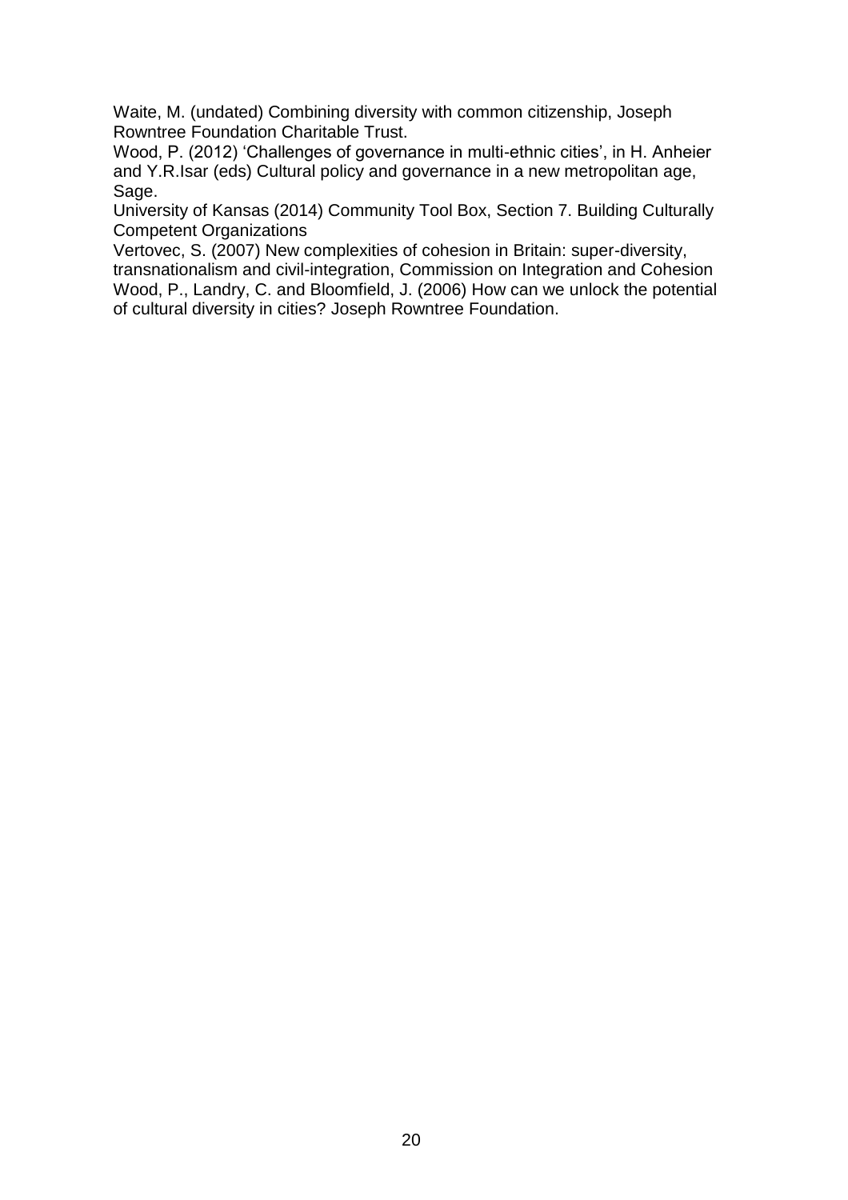Waite, M. (undated) Combining diversity with common citizenship, Joseph Rowntree Foundation Charitable Trust.

Wood, P. (2012) 'Challenges of governance in multi-ethnic cities', in H. Anheier and Y.R.Isar (eds) Cultural policy and governance in a new metropolitan age, Sage.

University of Kansas (2014) Community Tool Box, Section 7. Building Culturally Competent Organizations

Vertovec, S. (2007) New complexities of cohesion in Britain: super-diversity, transnationalism and civil-integration, Commission on Integration and Cohesion

Wood, P., Landry, C. and Bloomfield, J. (2006) How can we unlock the potential of cultural diversity in cities? Joseph Rowntree Foundation.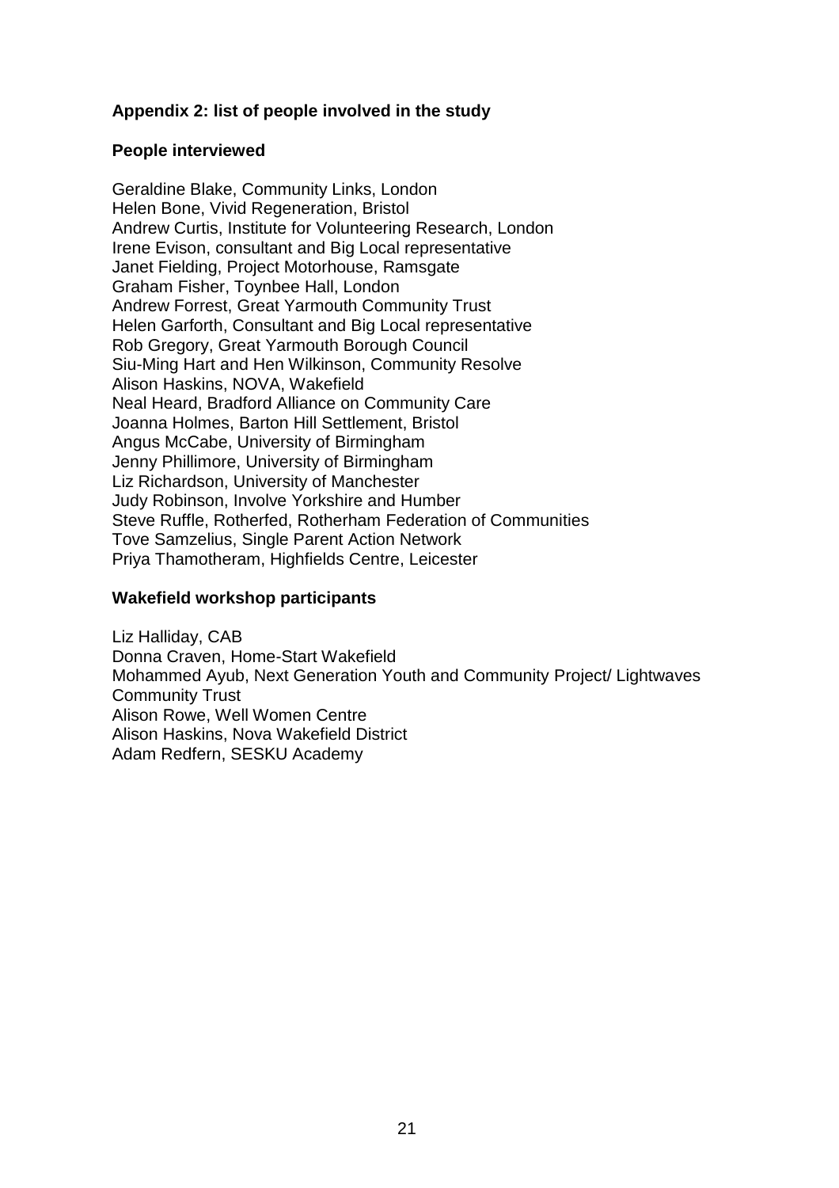## Appendix 2: list of people involved in the study

### People interviewed

Geraldine Blake, Community Links, London
Helen Bone, Vivid Regeneration, Bristol
Andrew Curtis, Institute for Volunteering Research, London
Irene Evison, consultant and Big Local representative
Janet Fielding, Project Motorhouse, Ramsgate
Graham Fisher, Toynbee Hall, London
Andrew Forrest, Great Yarmouth Community Trust
Helen Garforth, Consultant and Big Local representative
Rob Gregory, Great Yarmouth Borough Council
Siu-Ming Hart and Hen Wilkinson, Community Resolve
Alison Haskins, NOVA, Wakefield
Neal Heard, Bradford Alliance on Community Care
Joanna Holmes, Barton Hill Settlement, Bristol
Angus McCabe, University of Birmingham
Jenny Phillimore, University of Birmingham
Liz Richardson, University of Manchester
Judy Robinson, Involve Yorkshire and Humber
Steve Ruffle, Rotherfed, Rotherham Federation of Communities
Tove Samzelius, Single Parent Action Network
Priya Thamotheram, Highfields Centre, Leicester

### Wakefield workshop participants

Liz Halliday, CAB
Donna Craven, Home-Start Wakefield
Mohammed Ayub, Next Generation Youth and Community Project/ Lightwaves Community Trust
Alison Rowe, Well Women Centre
Alison Haskins, Nova Wakefield District
Adam Redfern, SESKU Academy